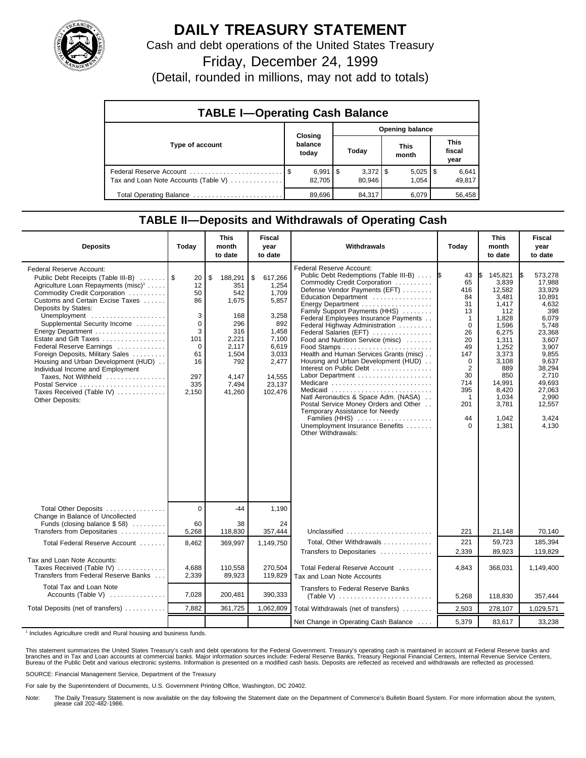# DAILY TREASURY STATEMENT

Cash and debt operations of the United States Treasury

Friday, December 24, 1999

(Detail, rounded in millions, may not add to totals)

## TABLE I—Operating Cash Balance

| Type of account | Closing balance today | Opening balance Today | Opening balance This month | Opening balance This fiscal year |
|---|---|---|---|---|
| Federal Reserve Account | $ 6,991 | $ 3,372 | $ 5,025 | $ 6,641 |
| Tax and Loan Note Accounts (Table V) | 82,705 | 80,946 | 1,054 | 49,817 |
| Total Operating Balance | 89,696 | 84,317 | 6,079 | 56,458 |

## TABLE II—Deposits and Withdrawals of Operating Cash

| Deposits | Today | This month to date | Fiscal year to date |
|---|---|---|---|
| Federal Reserve Account: | | | |
| Public Debt Receipts (Table III-B) | $ 20 | $ 188,291 | $ 617,266 |
| Agriculture Loan Repayments (misc)[1] | 12 | 351 | 1,254 |
| Commodity Credit Corporation | 50 | 542 | 1,709 |
| Customs and Certain Excise Taxes | 86 | 1,675 | 5,857 |
| Deposits by States: | | | |
| Unemployment | 3 | 168 | 3,258 |
| Supplemental Security Income | 0 | 296 | 892 |
| Energy Department | 3 | 316 | 1,458 |
| Estate and Gift Taxes | 101 | 2,221 | 7,100 |
| Federal Reserve Earnings | 0 | 2,117 | 6,619 |
| Foreign Deposits, Military Sales | 61 | 1,504 | 3,033 |
| Housing and Urban Development (HUD) | 16 | 792 | 2,477 |
| Individual Income and Employment Taxes, Not Withheld | 297 | 4,147 | 14,555 |
| Postal Service | 335 | 7,494 | 23,137 |
| Taxes Received (Table IV) | 2,150 | 41,260 | 102,476 |
| Other Deposits: | | | |
| Total Other Deposits | 0 | -44 | 1,190 |
| Change in Balance of Uncollected Funds (closing balance $ 58) | 60 | 38 | 24 |
| Transfers from Depositaries | 5,268 | 118,830 | 357,444 |
| Total Federal Reserve Account | 8,462 | 369,997 | 1,149,750 |
| Tax and Loan Note Accounts: | | | |
| Taxes Received (Table IV) | 4,688 | 110,558 | 270,504 |
| Transfers from Federal Reserve Banks | 2,339 | 89,923 | 119,829 |
| Total Tax and Loan Note Accounts (Table V) | 7,028 | 200,481 | 390,333 |
| Total Deposits (net of transfers) | 7,882 | 361,725 | 1,062,809 |

| Withdrawals | Today | This month to date | Fiscal year to date |
|---|---|---|---|
| Federal Reserve Account: | | | |
| Public Debt Redemptions (Table III-B) | $ 43 | $ 145,821 | $ 573,278 |
| Commodity Credit Corporation | 65 | 3,839 | 17,988 |
| Defense Vendor Payments (EFT) | 416 | 12,582 | 33,929 |
| Education Department | 84 | 3,481 | 10,891 |
| Energy Department | 31 | 1,417 | 4,632 |
| Family Support Payments (HHS) | 13 | 112 | 398 |
| Federal Employees Insurance Payments | 1 | 1,828 | 6,079 |
| Federal Highway Administration | 0 | 1,596 | 5,748 |
| Federal Salaries (EFT) | 26 | 6,275 | 23,368 |
| Food and Nutrition Service (misc) | 20 | 1,311 | 3,607 |
| Food Stamps | 49 | 1,252 | 3,907 |
| Health and Human Services Grants (misc) | 147 | 3,373 | 9,855 |
| Housing and Urban Development (HUD) | 0 | 3,108 | 9,637 |
| Interest on Public Debt | 2 | 889 | 38,294 |
| Labor Department | 30 | 850 | 2,710 |
| Medicare | 714 | 14,991 | 49,693 |
| Medicaid | 395 | 8,420 | 27,063 |
| Natl Aeronautics & Space Adm. (NASA) | 1 | 1,034 | 2,990 |
| Postal Service Money Orders and Other | 201 | 3,781 | 12,557 |
| Temporary Assistance for Needy Families (HHS) | 44 | 1,042 | 3,424 |
| Unemployment Insurance Benefits | 0 | 1,381 | 4,130 |
| Other Withdrawals: | | | |
| Unclassified | 221 | 21,148 | 70,140 |
| Total, Other Withdrawals | 221 | 59,723 | 185,394 |
| Transfers to Depositaries | 2,339 | 89,923 | 119,829 |
| Total Federal Reserve Account | 4,843 | 368,031 | 1,149,400 |
| Tax and Loan Note Accounts | | | |
| Transfers to Federal Reserve Banks (Table V) | 5,268 | 118,830 | 357,444 |
| Total Withdrawals (net of transfers) | 2,503 | 278,107 | 1,029,571 |
| Net Change in Operating Cash Balance | 5,379 | 83,617 | 33,238 |

[1] Includes Agriculture credit and Rural housing and business funds.

This statement summarizes the United States Treasury's cash and debt operations for the Federal Government. Treasury's operating cash is maintained in account at Federal Reserve banks and branches and in Tax and Loan accounts at commercial banks. Major information sources include: Federal Reserve Banks, Treasury Regional Financial Centers, Internal Revenue Service Centers, Bureau of the Public Debt and various electronic systems. Information is presented on a modified cash basis. Deposits are reflected as received and withdrawals are reflected as processed.

SOURCE: Financial Management Service, Department of the Treasury

For sale by the Superintendent of Documents, U.S. Government Printing Office, Washington, DC 20402.

Note: The Daily Treasury Statement is now available on the day following the Statement date on the Department of Commerce's Bulletin Board System. For more information about the system, please call 202-482-1986.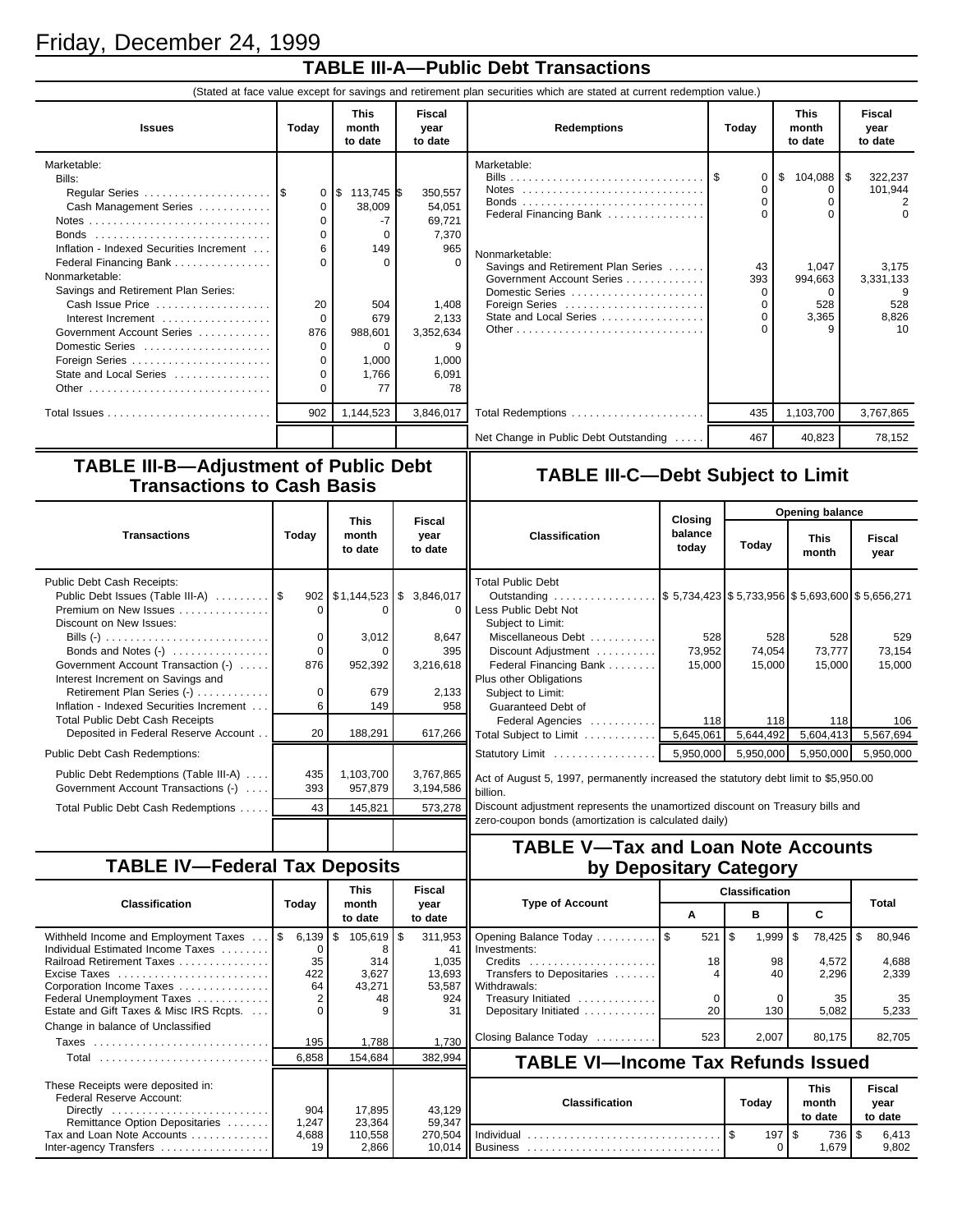Friday, December 24, 1999

## TABLE III-A—Public Debt Transactions

(Stated at face value except for savings and retirement plan securities which are stated at current redemption value.)

| Issues | Today | This month to date | Fiscal year to date |
|---|---|---|---|
| Marketable: | | | |
| Bills: | | | |
| Regular Series | $ 0 | $ 113,745 | $ 350,557 |
| Cash Management Series | 0 | 38,009 | 54,051 |
| Notes | 0 | -7 | 69,721 |
| Bonds | 0 | 0 | 7,370 |
| Inflation - Indexed Securities Increment | 6 | 149 | 965 |
| Federal Financing Bank | 0 | 0 | 0 |
| Nonmarketable: | | | |
| Savings and Retirement Plan Series: | | | |
| Cash Issue Price | 20 | 504 | 1,408 |
| Interest Increment | 0 | 679 | 2,133 |
| Government Account Series | 876 | 988,601 | 3,352,634 |
| Domestic Series | 0 | 0 | 9 |
| Foreign Series | 0 | 1,000 | 1,000 |
| State and Local Series | 0 | 1,766 | 6,091 |
| Other | 0 | 77 | 78 |
| Total Issues | 902 | 1,144,523 | 3,846,017 |

| Redemptions | Today | This month to date | Fiscal year to date |
|---|---|---|---|
| Marketable: | | | |
| Bills | $ 0 | $ 104,088 | $ 322,237 |
| Notes | 0 | 0 | 101,944 |
| Bonds | 0 | 0 | 2 |
| Federal Financing Bank | 0 | 0 | 0 |
| Nonmarketable: | | | |
| Savings and Retirement Plan Series | 43 | 1,047 | 3,175 |
| Government Account Series | 393 | 994,663 | 3,331,133 |
| Domestic Series | 0 | 0 | 9 |
| Foreign Series | 0 | 528 | 528 |
| State and Local Series | 0 | 3,365 | 8,826 |
| Other | 0 | 9 | 10 |
| Total Redemptions | 435 | 1,103,700 | 3,767,865 |
| Net Change in Public Debt Outstanding | 467 | 40,823 | 78,152 |

## TABLE III-B—Adjustment of Public Debt Transactions to Cash Basis

| Transactions | Today | This month to date | Fiscal year to date |
|---|---|---|---|
| Public Debt Cash Receipts: | | | |
| Public Debt Issues (Table III-A) | $ 902 | $1,144,523 | $ 3,846,017 |
| Premium on New Issues | 0 | 0 | 0 |
| Discount on New Issues: | | | |
| Bills (-) | 0 | 3,012 | 8,647 |
| Bonds and Notes (-) | 0 | 0 | 395 |
| Government Account Transaction (-) | 876 | 952,392 | 3,216,618 |
| Interest Increment on Savings and Retirement Plan Series (-) | 0 | 679 | 2,133 |
| Inflation - Indexed Securities Increment | 6 | 149 | 958 |
| Total Public Debt Cash Receipts Deposited in Federal Reserve Account | 20 | 188,291 | 617,266 |
| Public Debt Cash Redemptions: | | | |
| Public Debt Redemptions (Table III-A) | 435 | 1,103,700 | 3,767,865 |
| Government Account Transactions (-) | 393 | 957,879 | 3,194,586 |
| Total Public Debt Cash Redemptions | 43 | 145,821 | 573,278 |

## TABLE III-C—Debt Subject to Limit

| Classification | Closing balance today | Opening balance Today | This month | Fiscal year |
|---|---|---|---|---|
| Total Public Debt Outstanding | $ 5,734,423 | $ 5,733,956 | $ 5,693,600 | $ 5,656,271 |
| Less Public Debt Not Subject to Limit: | | | | |
| Miscellaneous Debt | 528 | 528 | 528 | 529 |
| Discount Adjustment | 73,952 | 74,054 | 73,777 | 73,154 |
| Federal Financing Bank | 15,000 | 15,000 | 15,000 | 15,000 |
| Plus other Obligations Subject to Limit: | | | | |
| Guaranteed Debt of Federal Agencies | 118 | 118 | 118 | 106 |
| Total Subject to Limit | 5,645,061 | 5,644,492 | 5,604,413 | 5,567,694 |
| Statutory Limit | 5,950,000 | 5,950,000 | 5,950,000 | 5,950,000 |

Act of August 5, 1997, permanently increased the statutory debt limit to $5,950.00 billion.

Discount adjustment represents the unamortized discount on Treasury bills and zero-coupon bonds (amortization is calculated daily)

## TABLE IV—Federal Tax Deposits

| Classification | Today | This month to date | Fiscal year to date |
|---|---|---|---|
| Withheld Income and Employment Taxes | $ 6,139 | $ 105,619 | $ 311,953 |
| Individual Estimated Income Taxes | 0 | 8 | 41 |
| Railroad Retirement Taxes | 35 | 314 | 1,035 |
| Excise Taxes | 422 | 3,627 | 13,693 |
| Corporation Income Taxes | 64 | 43,271 | 53,587 |
| Federal Unemployment Taxes | 2 | 48 | 924 |
| Estate and Gift Taxes & Misc IRS Rcpts. | 0 | 9 | 31 |
| Change in balance of Unclassified Taxes | 195 | 1,788 | 1,730 |
| Total | 6,858 | 154,684 | 382,994 |
| These Receipts were deposited in: | | | |
| Federal Reserve Account: | | | |
| Directly | 904 | 17,895 | 43,129 |
| Remittance Option Depositaries | 1,247 | 23,364 | 59,347 |
| Tax and Loan Note Accounts | 4,688 | 110,558 | 270,504 |
| Inter-agency Transfers | 19 | 2,866 | 10,014 |

## TABLE V—Tax and Loan Note Accounts by Depositary Category

| Type of Account | Classification A | B | C | Total |
|---|---|---|---|---|
| Opening Balance Today | $ 521 | $ 1,999 | $ 78,425 | $ 80,946 |
| Investments: | | | | |
| Credits | 18 | 98 | 4,572 | 4,688 |
| Transfers to Depositaries | 4 | 40 | 2,296 | 2,339 |
| Withdrawals: | | | | |
| Treasury Initiated | 0 | 0 | 35 | 35 |
| Depositary Initiated | 20 | 130 | 5,082 | 5,233 |
| Closing Balance Today | 523 | 2,007 | 80,175 | 82,705 |

## TABLE VI—Income Tax Refunds Issued

| Classification | Today | This month to date | Fiscal year to date |
|---|---|---|---|
| Individual | $ 197 | $ 736 | $ 6,413 |
| Business | 0 | 1,679 | 9,802 |